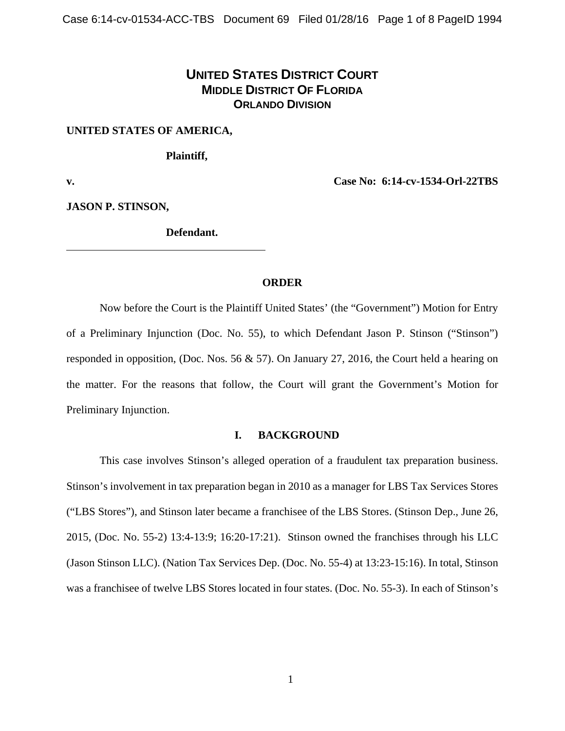# UNITED STATES DISTRICT COURT
## MIDDLE DISTRICT OF FLORIDA
### ORLANDO DIVISION

**UNITED STATES OF AMERICA,**

**Plaintiff,**

**v.** **Case No: 6:14-cv-1534-Orl-22TBS**

**JASON P. STINSON,**

**Defendant.**

---

**ORDER**

Now before the Court is the Plaintiff United States' (the "Government") Motion for Entry of a Preliminary Injunction (Doc. No. 55), to which Defendant Jason P. Stinson ("Stinson") responded in opposition, (Doc. Nos. 56 & 57). On January 27, 2016, the Court held a hearing on the matter. For the reasons that follow, the Court will grant the Government's Motion for Preliminary Injunction.

**I. BACKGROUND**

This case involves Stinson's alleged operation of a fraudulent tax preparation business. Stinson's involvement in tax preparation began in 2010 as a manager for LBS Tax Services Stores ("LBS Stores"), and Stinson later became a franchisee of the LBS Stores. (Stinson Dep., June 26, 2015, (Doc. No. 55-2) 13:4-13:9; 16:20-17:21). Stinson owned the franchises through his LLC (Jason Stinson LLC). (Nation Tax Services Dep. (Doc. No. 55-4) at 13:23-15:16). In total, Stinson was a franchisee of twelve LBS Stores located in four states. (Doc. No. 55-3). In each of Stinson's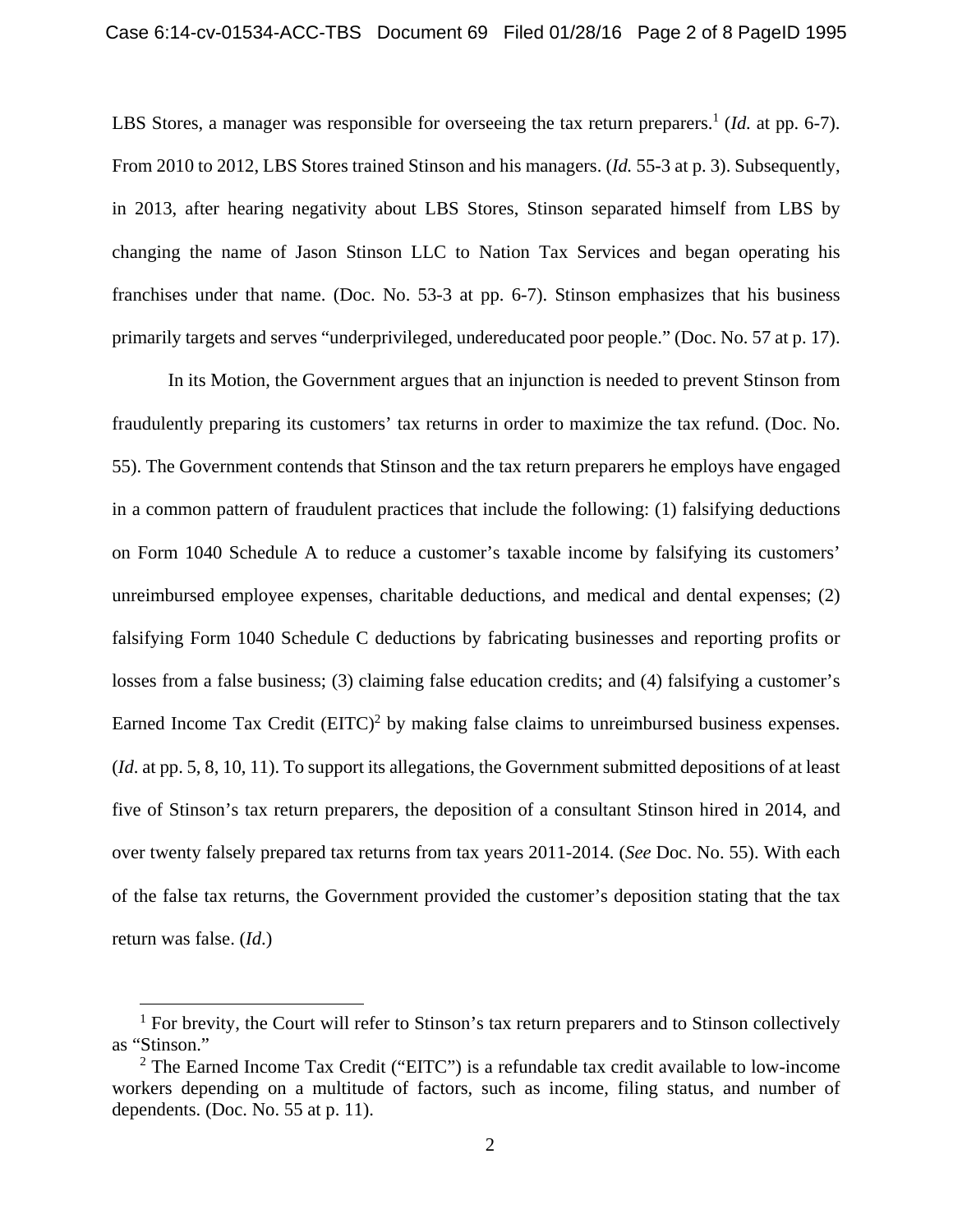LBS Stores, a manager was responsible for overseeing the tax return preparers.[1] (*Id.* at pp. 6-7). From 2010 to 2012, LBS Stores trained Stinson and his managers. (*Id.* 55-3 at p. 3). Subsequently, in 2013, after hearing negativity about LBS Stores, Stinson separated himself from LBS by changing the name of Jason Stinson LLC to Nation Tax Services and began operating his franchises under that name. (Doc. No. 53-3 at pp. 6-7). Stinson emphasizes that his business primarily targets and serves "underprivileged, undereducated poor people." (Doc. No. 57 at p. 17).

In its Motion, the Government argues that an injunction is needed to prevent Stinson from fraudulently preparing its customers' tax returns in order to maximize the tax refund. (Doc. No. 55). The Government contends that Stinson and the tax return preparers he employs have engaged in a common pattern of fraudulent practices that include the following: (1) falsifying deductions on Form 1040 Schedule A to reduce a customer's taxable income by falsifying its customers' unreimbursed employee expenses, charitable deductions, and medical and dental expenses; (2) falsifying Form 1040 Schedule C deductions by fabricating businesses and reporting profits or losses from a false business; (3) claiming false education credits; and (4) falsifying a customer's Earned Income Tax Credit (EITC)[2] by making false claims to unreimbursed business expenses. (*Id*. at pp. 5, 8, 10, 11). To support its allegations, the Government submitted depositions of at least five of Stinson's tax return preparers, the deposition of a consultant Stinson hired in 2014, and over twenty falsely prepared tax returns from tax years 2011-2014. (*See* Doc. No. 55). With each of the false tax returns, the Government provided the customer's deposition stating that the tax return was false. (*Id*.)

---

[1] For brevity, the Court will refer to Stinson's tax return preparers and to Stinson collectively as "Stinson."

[2] The Earned Income Tax Credit ("EITC") is a refundable tax credit available to low-income workers depending on a multitude of factors, such as income, filing status, and number of dependents. (Doc. No. 55 at p. 11).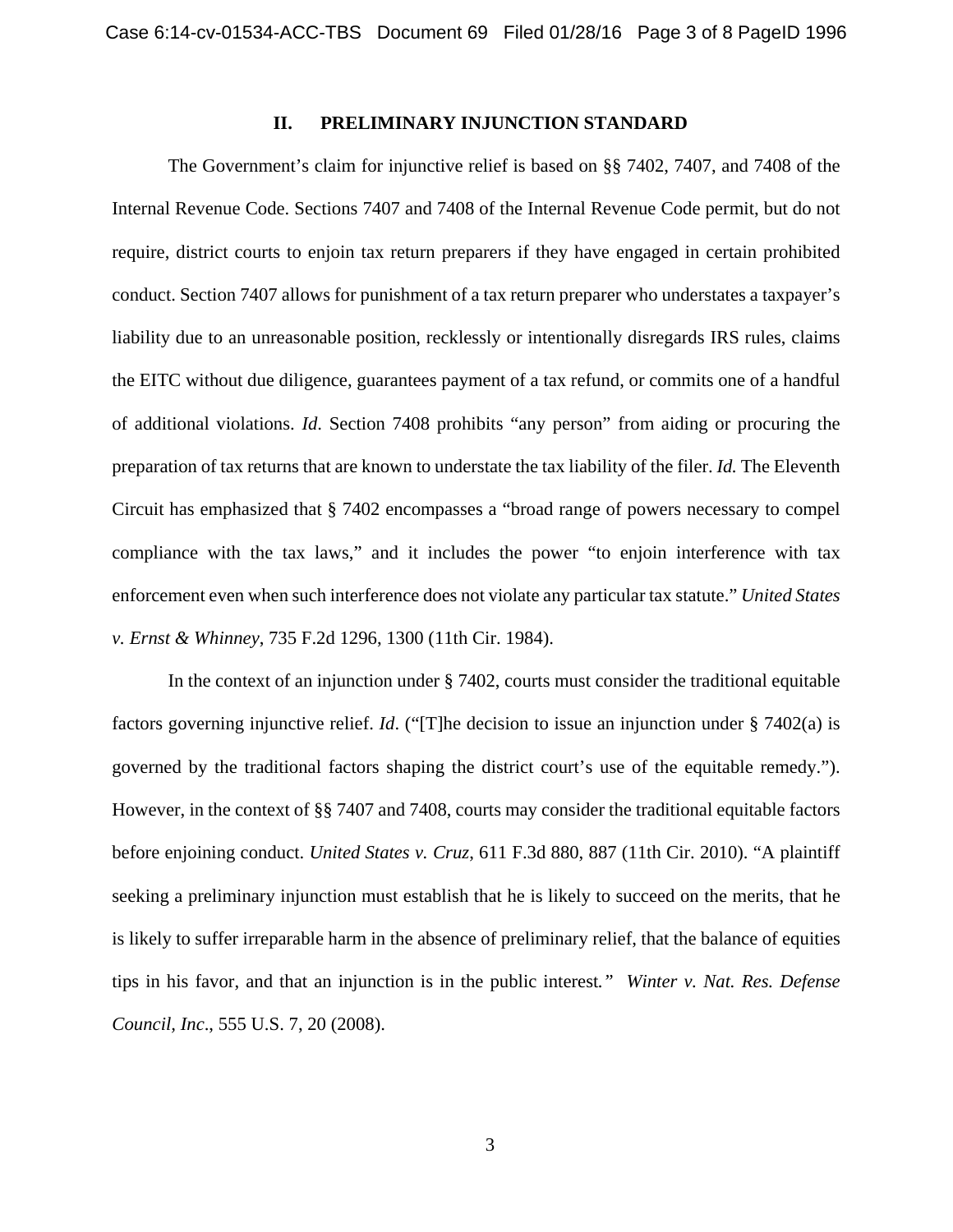## II. PRELIMINARY INJUNCTION STANDARD

The Government's claim for injunctive relief is based on §§ 7402, 7407, and 7408 of the Internal Revenue Code. Sections 7407 and 7408 of the Internal Revenue Code permit, but do not require, district courts to enjoin tax return preparers if they have engaged in certain prohibited conduct. Section 7407 allows for punishment of a tax return preparer who understates a taxpayer's liability due to an unreasonable position, recklessly or intentionally disregards IRS rules, claims the EITC without due diligence, guarantees payment of a tax refund, or commits one of a handful of additional violations. *Id*. Section 7408 prohibits "any person" from aiding or procuring the preparation of tax returns that are known to understate the tax liability of the filer. *Id.* The Eleventh Circuit has emphasized that § 7402 encompasses a "broad range of powers necessary to compel compliance with the tax laws," and it includes the power "to enjoin interference with tax enforcement even when such interference does not violate any particular tax statute." *United States v. Ernst & Whinney*, 735 F.2d 1296, 1300 (11th Cir. 1984).

In the context of an injunction under § 7402, courts must consider the traditional equitable factors governing injunctive relief. *Id*. ("[T]he decision to issue an injunction under § 7402(a) is governed by the traditional factors shaping the district court's use of the equitable remedy."). However, in the context of §§ 7407 and 7408, courts may consider the traditional equitable factors before enjoining conduct. *United States v. Cruz*, 611 F.3d 880, 887 (11th Cir. 2010). "A plaintiff seeking a preliminary injunction must establish that he is likely to succeed on the merits, that he is likely to suffer irreparable harm in the absence of preliminary relief, that the balance of equities tips in his favor, and that an injunction is in the public interest." *Winter v. Nat. Res. Defense Council, Inc*., 555 U.S. 7, 20 (2008).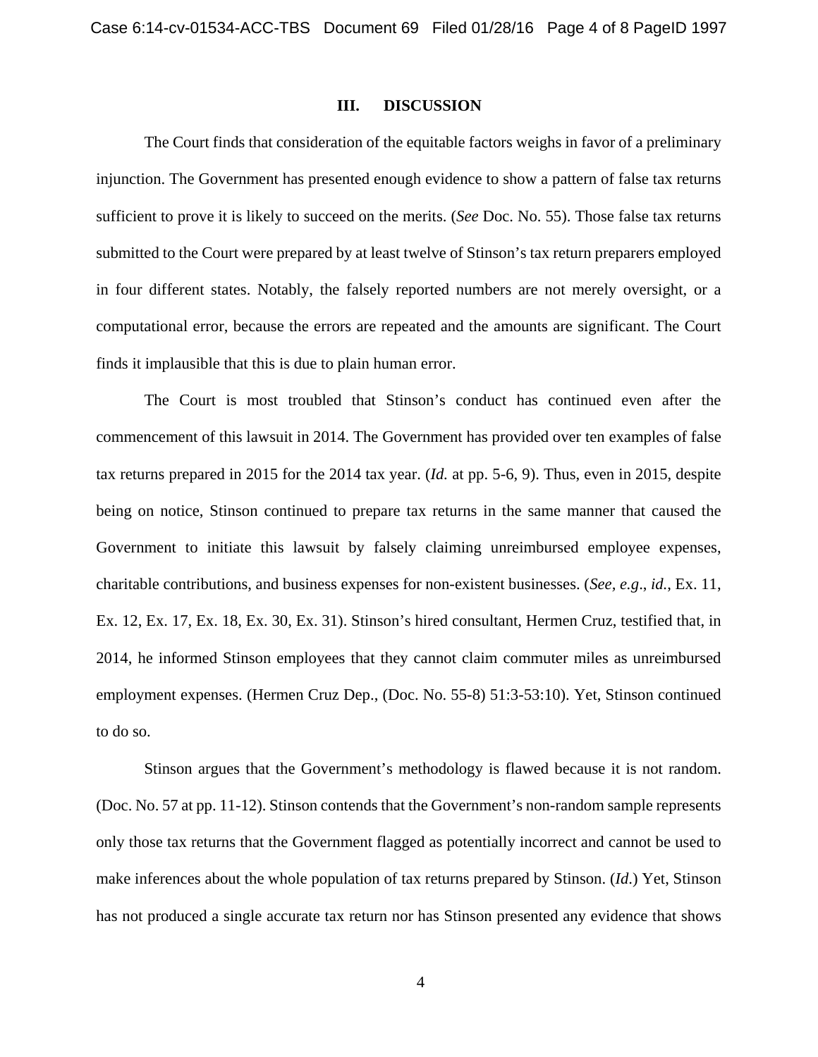## III. DISCUSSION

The Court finds that consideration of the equitable factors weighs in favor of a preliminary injunction. The Government has presented enough evidence to show a pattern of false tax returns sufficient to prove it is likely to succeed on the merits. (*See* Doc. No. 55). Those false tax returns submitted to the Court were prepared by at least twelve of Stinson's tax return preparers employed in four different states. Notably, the falsely reported numbers are not merely oversight, or a computational error, because the errors are repeated and the amounts are significant. The Court finds it implausible that this is due to plain human error.

The Court is most troubled that Stinson's conduct has continued even after the commencement of this lawsuit in 2014. The Government has provided over ten examples of false tax returns prepared in 2015 for the 2014 tax year. (*Id.* at pp. 5-6, 9). Thus, even in 2015, despite being on notice, Stinson continued to prepare tax returns in the same manner that caused the Government to initiate this lawsuit by falsely claiming unreimbursed employee expenses, charitable contributions, and business expenses for non-existent businesses. (*See, e.g*., *id.*, Ex. 11, Ex. 12, Ex. 17, Ex. 18, Ex. 30, Ex. 31). Stinson's hired consultant, Hermen Cruz, testified that, in 2014, he informed Stinson employees that they cannot claim commuter miles as unreimbursed employment expenses. (Hermen Cruz Dep., (Doc. No. 55-8) 51:3-53:10). Yet, Stinson continued to do so.

Stinson argues that the Government's methodology is flawed because it is not random. (Doc. No. 57 at pp. 11-12). Stinson contends that the Government's non-random sample represents only those tax returns that the Government flagged as potentially incorrect and cannot be used to make inferences about the whole population of tax returns prepared by Stinson. (*Id*.) Yet, Stinson has not produced a single accurate tax return nor has Stinson presented any evidence that shows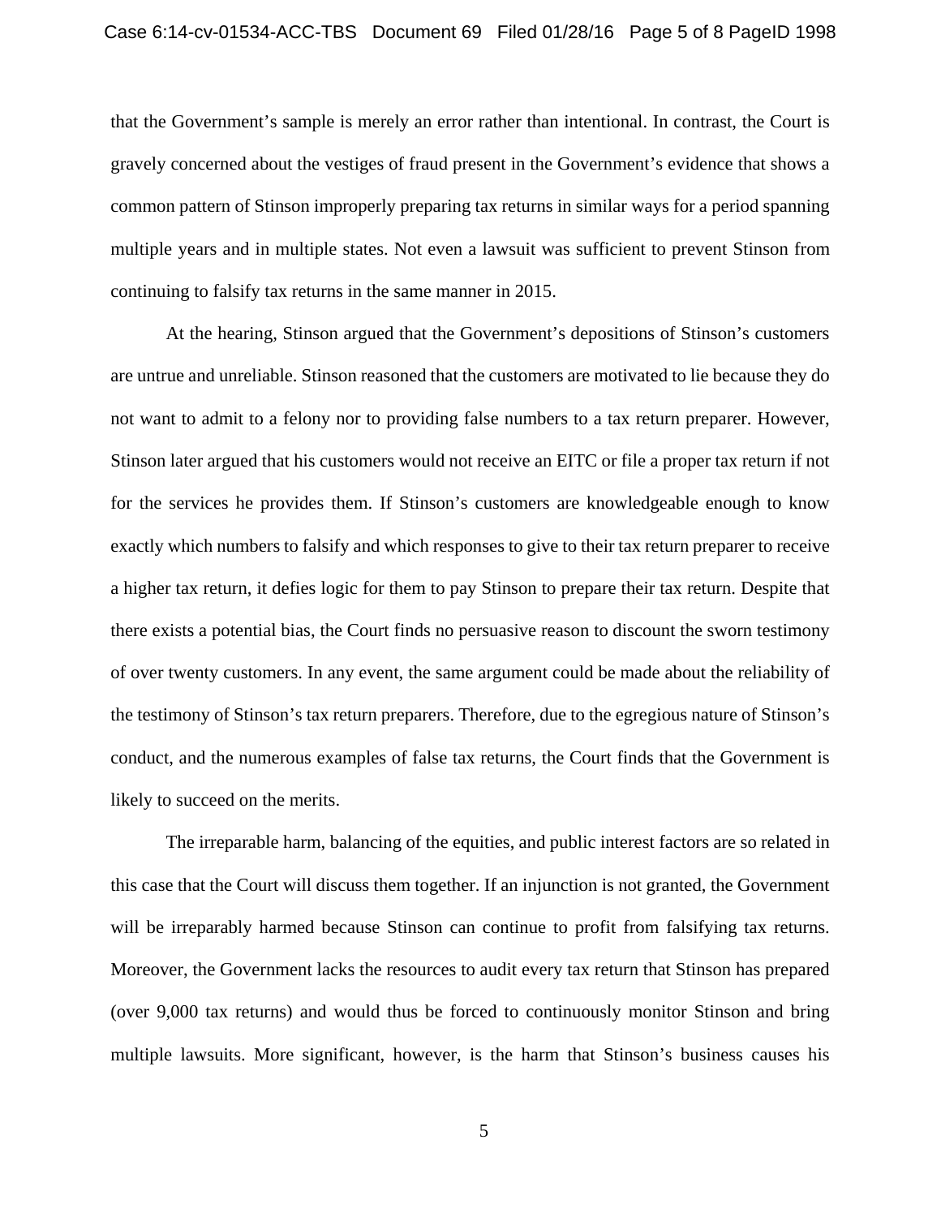that the Government's sample is merely an error rather than intentional. In contrast, the Court is gravely concerned about the vestiges of fraud present in the Government's evidence that shows a common pattern of Stinson improperly preparing tax returns in similar ways for a period spanning multiple years and in multiple states. Not even a lawsuit was sufficient to prevent Stinson from continuing to falsify tax returns in the same manner in 2015.

At the hearing, Stinson argued that the Government's depositions of Stinson's customers are untrue and unreliable. Stinson reasoned that the customers are motivated to lie because they do not want to admit to a felony nor to providing false numbers to a tax return preparer. However, Stinson later argued that his customers would not receive an EITC or file a proper tax return if not for the services he provides them. If Stinson's customers are knowledgeable enough to know exactly which numbers to falsify and which responses to give to their tax return preparer to receive a higher tax return, it defies logic for them to pay Stinson to prepare their tax return. Despite that there exists a potential bias, the Court finds no persuasive reason to discount the sworn testimony of over twenty customers. In any event, the same argument could be made about the reliability of the testimony of Stinson's tax return preparers. Therefore, due to the egregious nature of Stinson's conduct, and the numerous examples of false tax returns, the Court finds that the Government is likely to succeed on the merits.

The irreparable harm, balancing of the equities, and public interest factors are so related in this case that the Court will discuss them together. If an injunction is not granted, the Government will be irreparably harmed because Stinson can continue to profit from falsifying tax returns. Moreover, the Government lacks the resources to audit every tax return that Stinson has prepared (over 9,000 tax returns) and would thus be forced to continuously monitor Stinson and bring multiple lawsuits. More significant, however, is the harm that Stinson's business causes his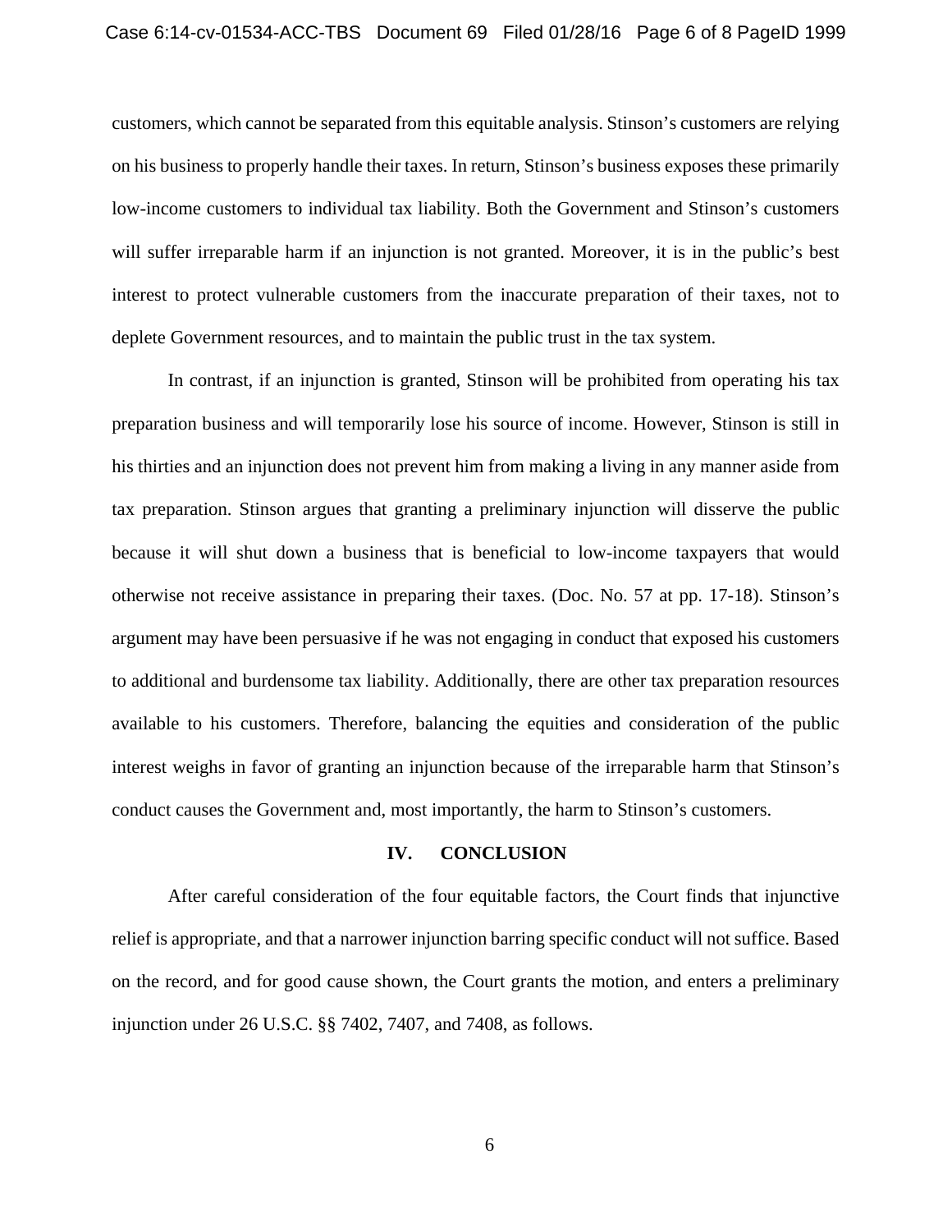customers, which cannot be separated from this equitable analysis. Stinson's customers are relying on his business to properly handle their taxes. In return, Stinson's business exposes these primarily low-income customers to individual tax liability. Both the Government and Stinson's customers will suffer irreparable harm if an injunction is not granted. Moreover, it is in the public's best interest to protect vulnerable customers from the inaccurate preparation of their taxes, not to deplete Government resources, and to maintain the public trust in the tax system.

In contrast, if an injunction is granted, Stinson will be prohibited from operating his tax preparation business and will temporarily lose his source of income. However, Stinson is still in his thirties and an injunction does not prevent him from making a living in any manner aside from tax preparation. Stinson argues that granting a preliminary injunction will disserve the public because it will shut down a business that is beneficial to low-income taxpayers that would otherwise not receive assistance in preparing their taxes. (Doc. No. 57 at pp. 17-18). Stinson's argument may have been persuasive if he was not engaging in conduct that exposed his customers to additional and burdensome tax liability. Additionally, there are other tax preparation resources available to his customers. Therefore, balancing the equities and consideration of the public interest weighs in favor of granting an injunction because of the irreparable harm that Stinson's conduct causes the Government and, most importantly, the harm to Stinson's customers.

## IV. CONCLUSION

After careful consideration of the four equitable factors, the Court finds that injunctive relief is appropriate, and that a narrower injunction barring specific conduct will not suffice. Based on the record, and for good cause shown, the Court grants the motion, and enters a preliminary injunction under 26 U.S.C. §§ 7402, 7407, and 7408, as follows.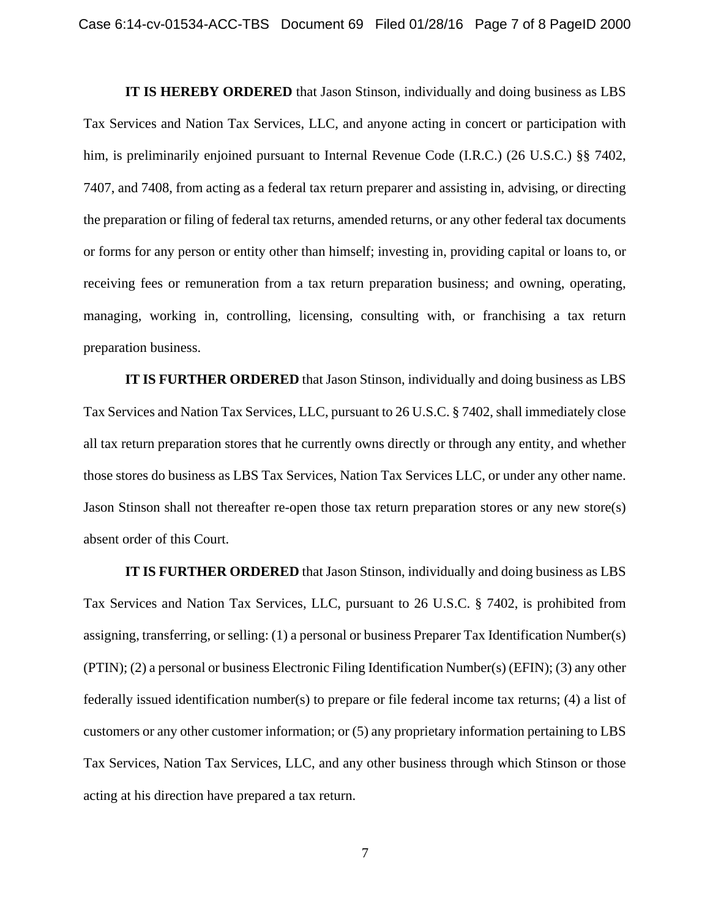**IT IS HEREBY ORDERED** that Jason Stinson, individually and doing business as LBS Tax Services and Nation Tax Services, LLC, and anyone acting in concert or participation with him, is preliminarily enjoined pursuant to Internal Revenue Code (I.R.C.) (26 U.S.C.) §§ 7402, 7407, and 7408, from acting as a federal tax return preparer and assisting in, advising, or directing the preparation or filing of federal tax returns, amended returns, or any other federal tax documents or forms for any person or entity other than himself; investing in, providing capital or loans to, or receiving fees or remuneration from a tax return preparation business; and owning, operating, managing, working in, controlling, licensing, consulting with, or franchising a tax return preparation business.

**IT IS FURTHER ORDERED** that Jason Stinson, individually and doing business as LBS Tax Services and Nation Tax Services, LLC, pursuant to 26 U.S.C. § 7402, shall immediately close all tax return preparation stores that he currently owns directly or through any entity, and whether those stores do business as LBS Tax Services, Nation Tax Services LLC, or under any other name. Jason Stinson shall not thereafter re-open those tax return preparation stores or any new store(s) absent order of this Court.

**IT IS FURTHER ORDERED** that Jason Stinson, individually and doing business as LBS Tax Services and Nation Tax Services, LLC, pursuant to 26 U.S.C. § 7402, is prohibited from assigning, transferring, or selling: (1) a personal or business Preparer Tax Identification Number(s) (PTIN); (2) a personal or business Electronic Filing Identification Number(s) (EFIN); (3) any other federally issued identification number(s) to prepare or file federal income tax returns; (4) a list of customers or any other customer information; or (5) any proprietary information pertaining to LBS Tax Services, Nation Tax Services, LLC, and any other business through which Stinson or those acting at his direction have prepared a tax return.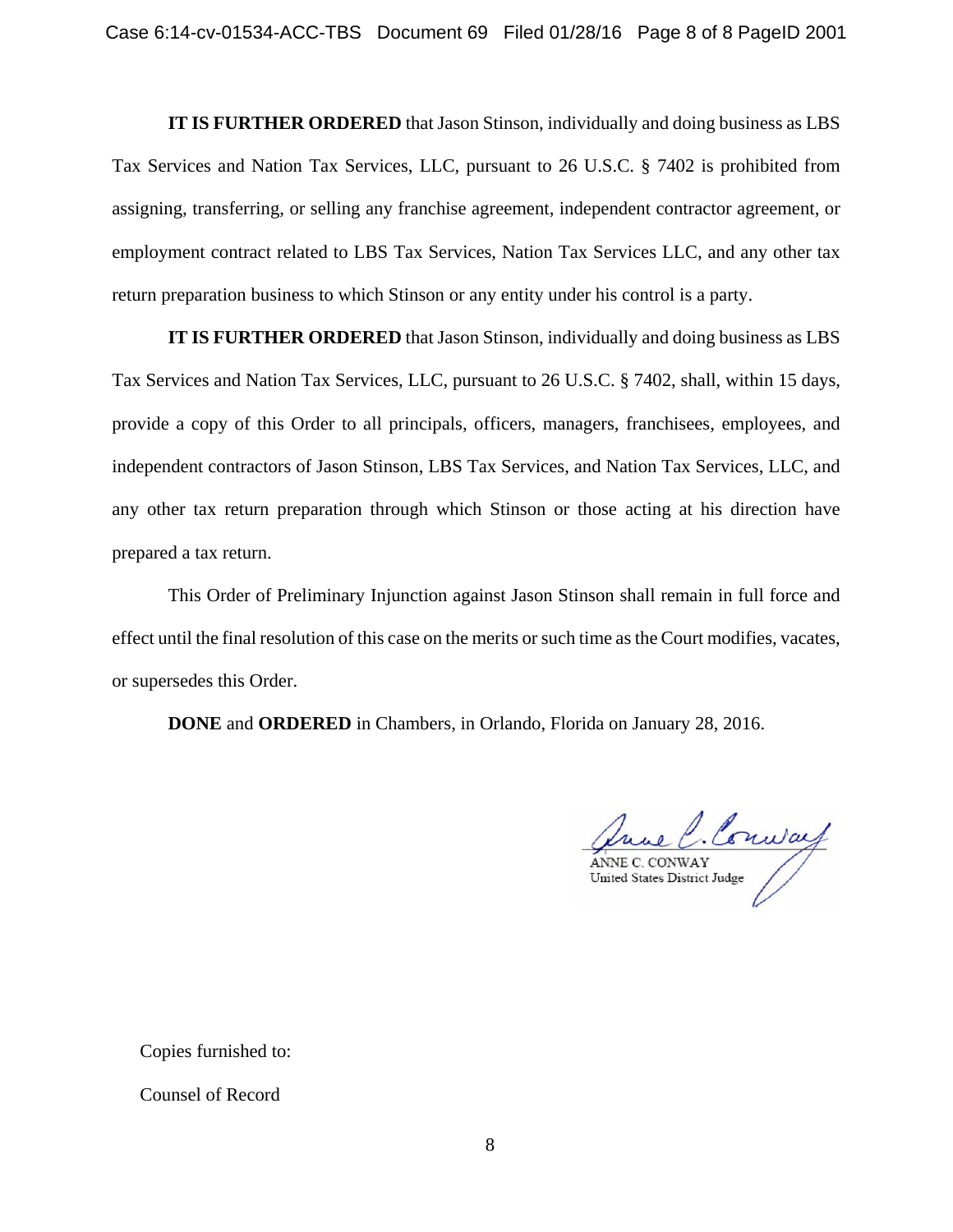**IT IS FURTHER ORDERED** that Jason Stinson, individually and doing business as LBS Tax Services and Nation Tax Services, LLC, pursuant to 26 U.S.C. § 7402 is prohibited from assigning, transferring, or selling any franchise agreement, independent contractor agreement, or employment contract related to LBS Tax Services, Nation Tax Services LLC, and any other tax return preparation business to which Stinson or any entity under his control is a party.

**IT IS FURTHER ORDERED** that Jason Stinson, individually and doing business as LBS Tax Services and Nation Tax Services, LLC, pursuant to 26 U.S.C. § 7402, shall, within 15 days, provide a copy of this Order to all principals, officers, managers, franchisees, employees, and independent contractors of Jason Stinson, LBS Tax Services, and Nation Tax Services, LLC, and any other tax return preparation through which Stinson or those acting at his direction have prepared a tax return.

This Order of Preliminary Injunction against Jason Stinson shall remain in full force and effect until the final resolution of this case on the merits or such time as the Court modifies, vacates, or supersedes this Order.

**DONE** and **ORDERED** in Chambers, in Orlando, Florida on January 28, 2016.

ANNE C. CONWAY
United States District Judge

Copies furnished to:

Counsel of Record